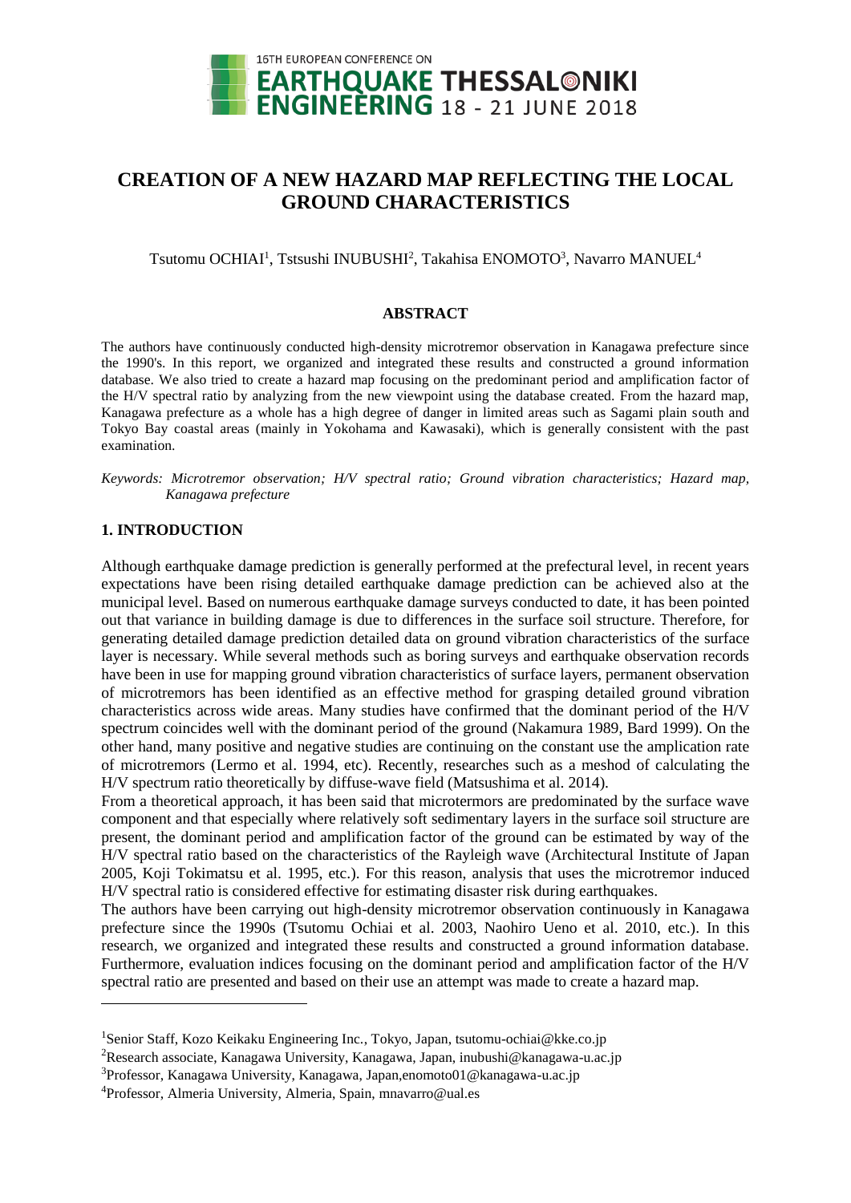# CREATION OF A NEW HAZARD MAP REFLECTING THE LOCAL GROUND CHARACTERISTICS

Tsutomu OCHIAI[1], Tstsushi INUBUSHI[2], Takahisa ENOMOTO[3], Navarro MANUEL[4]

## ABSTRACT

The authors have continuously conducted high-density microtremor observation in Kanagawa prefecture since the 1990's. In this report, we organized and integrated these results and constructed a ground information database. We also tried to create a hazard map focusing on the predominant period and amplification factor of the H/V spectral ratio by analyzing from the new viewpoint using the database created. From the hazard map, Kanagawa prefecture as a whole has a high degree of danger in limited areas such as Sagami plain south and Tokyo Bay coastal areas (mainly in Yokohama and Kawasaki), which is generally consistent with the past examination.

*Keywords: Microtremor observation; H/V spectral ratio; Ground vibration characteristics; Hazard map, Kanagawa prefecture*

## 1. INTRODUCTION

Although earthquake damage prediction is generally performed at the prefectural level, in recent years expectations have been rising detailed earthquake damage prediction can be achieved also at the municipal level. Based on numerous earthquake damage surveys conducted to date, it has been pointed out that variance in building damage is due to differences in the surface soil structure. Therefore, for generating detailed damage prediction detailed data on ground vibration characteristics of the surface layer is necessary. While several methods such as boring surveys and earthquake observation records have been in use for mapping ground vibration characteristics of surface layers, permanent observation of microtremors has been identified as an effective method for grasping detailed ground vibration characteristics across wide areas. Many studies have confirmed that the dominant period of the H/V spectrum coincides well with the dominant period of the ground (Nakamura 1989, Bard 1999). On the other hand, many positive and negative studies are continuing on the constant use the amplication rate of microtremors (Lermo et al. 1994, etc). Recently, researches such as a meshod of calculating the H/V spectrum ratio theoretically by diffuse-wave field (Matsushima et al. 2014).

From a theoretical approach, it has been said that microtermors are predominated by the surface wave component and that especially where relatively soft sedimentary layers in the surface soil structure are present, the dominant period and amplification factor of the ground can be estimated by way of the H/V spectral ratio based on the characteristics of the Rayleigh wave (Architectural Institute of Japan 2005, Koji Tokimatsu et al. 1995, etc.). For this reason, analysis that uses the microtremor induced H/V spectral ratio is considered effective for estimating disaster risk during earthquakes.

The authors have been carrying out high-density microtremor observation continuously in Kanagawa prefecture since the 1990s (Tsutomu Ochiai et al. 2003, Naohiro Ueno et al. 2010, etc.). In this research, we organized and integrated these results and constructed a ground information database. Furthermore, evaluation indices focusing on the dominant period and amplification factor of the H/V spectral ratio are presented and based on their use an attempt was made to create a hazard map.

---

[1]Senior Staff, Kozo Keikaku Engineering Inc., Tokyo, Japan, tsutomu-ochiai@kke.co.jp

[2]Research associate, Kanagawa University, Kanagawa, Japan, inubushi@kanagawa-u.ac.jp

[3]Professor, Kanagawa University, Kanagawa, Japan,enomoto01@kanagawa-u.ac.jp

[4]Professor, Almeria University, Almeria, Spain, mnavarro@ual.es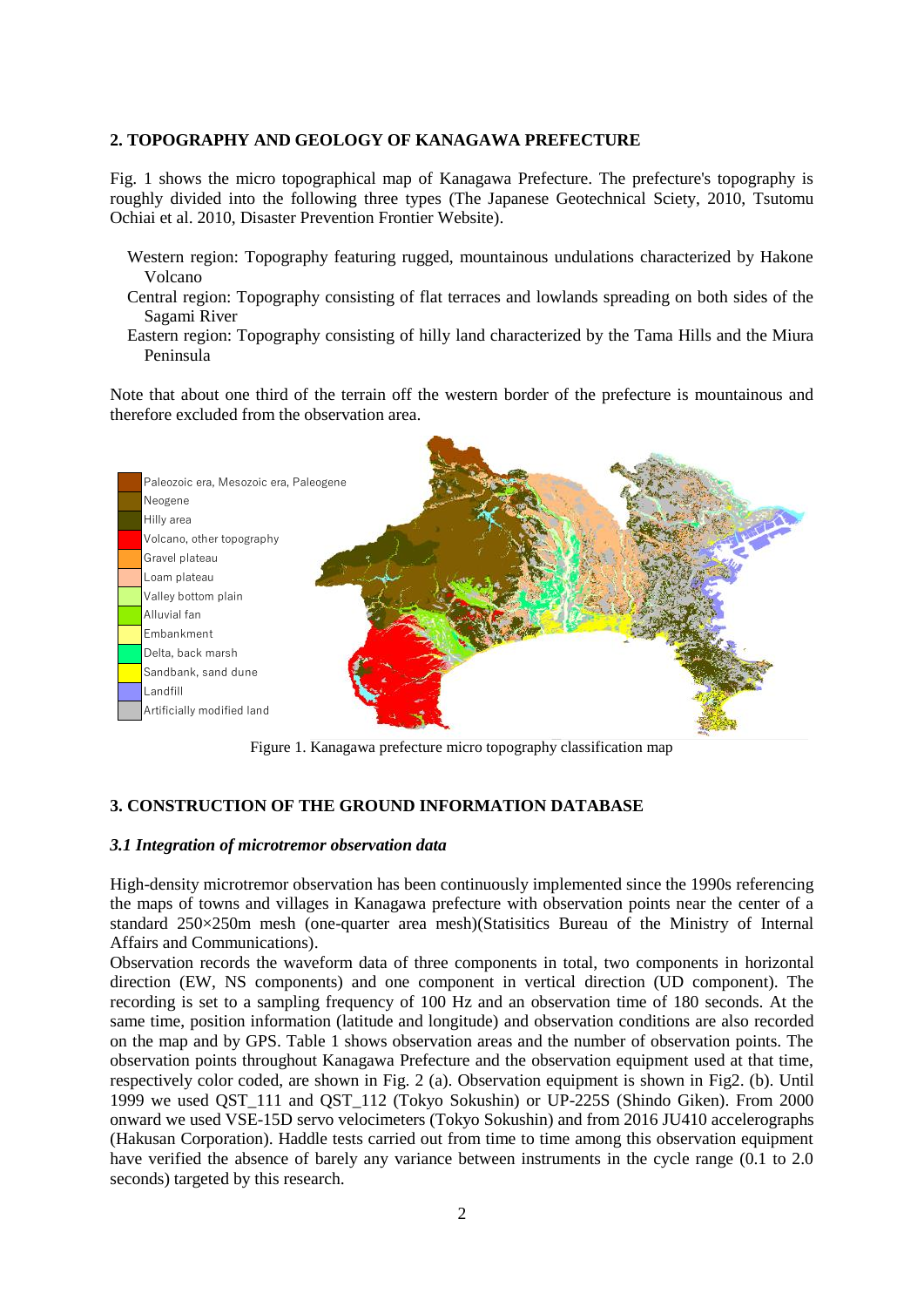## 2. TOPOGRAPHY AND GEOLOGY OF KANAGAWA PREFECTURE

Fig. 1 shows the micro topographical map of Kanagawa Prefecture. The prefecture's topography is roughly divided into the following three types (The Japanese Geotechnical Sciety, 2010, Tsutomu Ochiai et al. 2010, Disaster Prevention Frontier Website).

- Western region: Topography featuring rugged, mountainous undulations characterized by Hakone Volcano
- Central region: Topography consisting of flat terraces and lowlands spreading on both sides of the Sagami River
- Eastern region: Topography consisting of hilly land characterized by the Tama Hills and the Miura Peninsula

Note that about one third of the terrain off the western border of the prefecture is mountainous and therefore excluded from the observation area.

Figure 1. Kanagawa prefecture micro topography classification map

## 3. CONSTRUCTION OF THE GROUND INFORMATION DATABASE

### *3.1 Integration of microtremor observation data*

High-density microtremor observation has been continuously implemented since the 1990s referencing the maps of towns and villages in Kanagawa prefecture with observation points near the center of a standard 250×250m mesh (one-quarter area mesh)(Statisitics Bureau of the Ministry of Internal Affairs and Communications).

Observation records the waveform data of three components in total, two components in horizontal direction (EW, NS components) and one component in vertical direction (UD component). The recording is set to a sampling frequency of 100 Hz and an observation time of 180 seconds. At the same time, position information (latitude and longitude) and observation conditions are also recorded on the map and by GPS. Table 1 shows observation areas and the number of observation points. The observation points throughout Kanagawa Prefecture and the observation equipment used at that time, respectively color coded, are shown in Fig. 2 (a). Observation equipment is shown in Fig2. (b). Until 1999 we used QST_111 and QST_112 (Tokyo Sokushin) or UP-225S (Shindo Giken). From 2000 onward we used VSE-15D servo velocimeters (Tokyo Sokushin) and from 2016 JU410 accelerographs (Hakusan Corporation). Haddle tests carried out from time to time among this observation equipment have verified the absence of barely any variance between instruments in the cycle range (0.1 to 2.0 seconds) targeted by this research.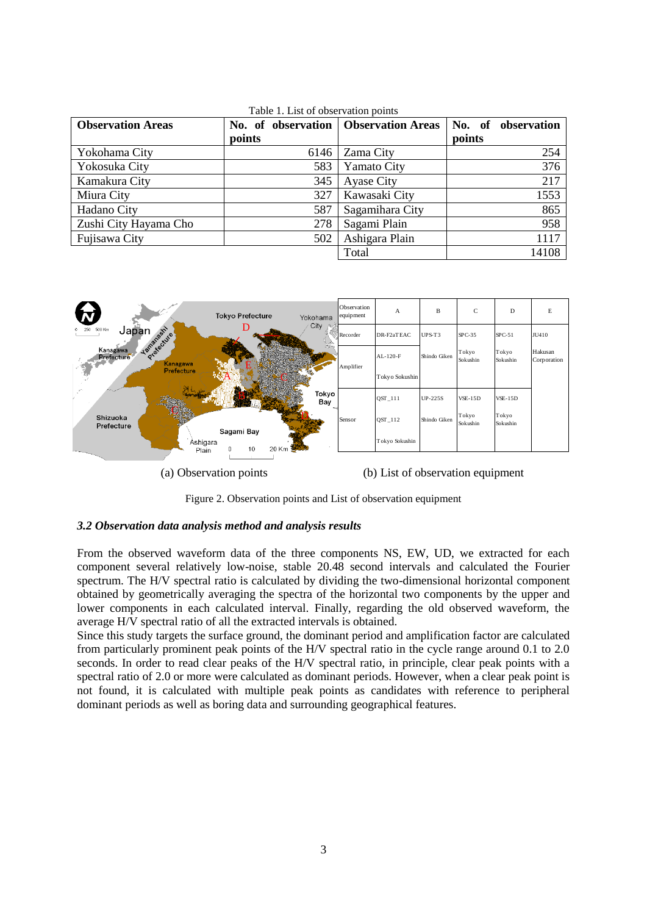Table 1. List of observation points

| Observation Areas | No. of observation points | Observation Areas | No. of observation points |
|---|---|---|---|
| Yokohama City | 6146 | Zama City | 254 |
| Yokosuka City | 583 | Yamato City | 376 |
| Kamakura City | 345 | Ayase City | 217 |
| Miura City | 327 | Kawasaki City | 1553 |
| Hadano City | 587 | Sagamihara City | 865 |
| Zushi City Hayama Cho | 278 | Sagami Plain | 958 |
| Fujisawa City | 502 | Ashigara Plain | 1117 |
| | | Total | 14108 |

| Observation equipment | A | B | C | D | E |
|---|---|---|---|---|---|
| Recorder | DR-F2aTEAC | UPS-T3 | SPC-35 | SPC-51 | JU410 |
| Amplifier | AL-120-F<br>Tokyo Sokushin | Shindo Giken | Tokyo Sokushin | Tokyo Sokushin | Hakusan Corporation |
| Sensor | QST_111<br>QST_112<br>Tokyo Sokushin | UP-225S<br>Shindo Giken | VSE-15D<br>Tokyo Sokushin | VSE-15D<br>Tokyo Sokushin | |

(a) Observation points (b) List of observation equipment

Figure 2. Observation points and List of observation equipment

### *3.2 Observation data analysis method and analysis results*

From the observed waveform data of the three components NS, EW, UD, we extracted for each component several relatively low-noise, stable 20.48 second intervals and calculated the Fourier spectrum. The H/V spectral ratio is calculated by dividing the two-dimensional horizontal component obtained by geometrically averaging the spectra of the horizontal two components by the upper and lower components in each calculated interval. Finally, regarding the old observed waveform, the average H/V spectral ratio of all the extracted intervals is obtained.

Since this study targets the surface ground, the dominant period and amplification factor are calculated from particularly prominent peak points of the H/V spectral ratio in the cycle range around 0.1 to 2.0 seconds. In order to read clear peaks of the H/V spectral ratio, in principle, clear peak points with a spectral ratio of 2.0 or more were calculated as dominant periods. However, when a clear peak point is not found, it is calculated with multiple peak points as candidates with reference to peripheral dominant periods as well as boring data and surrounding geographical features.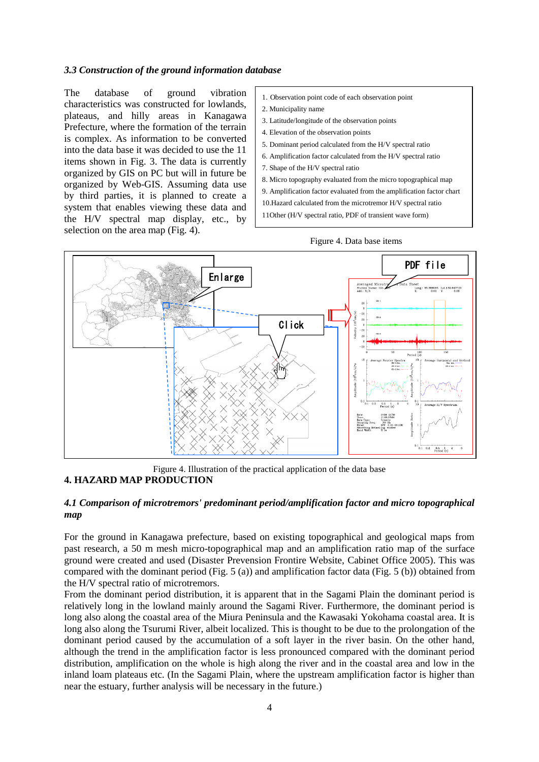### *3.3 Construction of the ground information database*

The database of ground vibration characteristics was constructed for lowlands, plateaus, and hilly areas in Kanagawa Prefecture, where the formation of the terrain is complex. As information to be converted into the data base it was decided to use the 11 items shown in Fig. 3. The data is currently organized by GIS on PC but will in future be organized by Web-GIS. Assuming data use by third parties, it is planned to create a system that enables viewing these data and the H/V spectral map display, etc., by selection on the area map (Fig. 4).

1. Observation point code of each observation point
2. Municipality name
3. Latitude/longitude of the observation points
4. Elevation of the observation points
5. Dominant period calculated from the H/V spectral ratio
6. Amplification factor calculated from the H/V spectral ratio
7. Shape of the H/V spectral ratio
8. Micro topography evaluated from the micro topographical map
9. Amplification factor evaluated from the amplification factor chart
10.Hazard calculated from the microtremor H/V spectral ratio
11Other (H/V spectral ratio, PDF of transient wave form)

Figure 4. Data base items

Figure 4. Illustration of the practical application of the data base

## 4. HAZARD MAP PRODUCTION

### *4.1 Comparison of microtremors' predominant period/amplification factor and micro topographical map*

For the ground in Kanagawa prefecture, based on existing topographical and geological maps from past research, a 50 m mesh micro-topographical map and an amplification ratio map of the surface ground were created and used (Disaster Prevension Frontire Website, Cabinet Office 2005). This was compared with the dominant period (Fig. 5 (a)) and amplification factor data (Fig. 5 (b)) obtained from the H/V spectral ratio of microtremors.

From the dominant period distribution, it is apparent that in the Sagami Plain the dominant period is relatively long in the lowland mainly around the Sagami River. Furthermore, the dominant period is long also along the coastal area of the Miura Peninsula and the Kawasaki Yokohama coastal area. It is long also along the Tsurumi River, albeit localized. This is thought to be due to the prolongation of the dominant period caused by the accumulation of a soft layer in the river basin. On the other hand, although the trend in the amplification factor is less pronounced compared with the dominant period distribution, amplification on the whole is high along the river and in the coastal area and low in the inland loam plateaus etc. (In the Sagami Plain, where the upstream amplification factor is higher than near the estuary, further analysis will be necessary in the future.)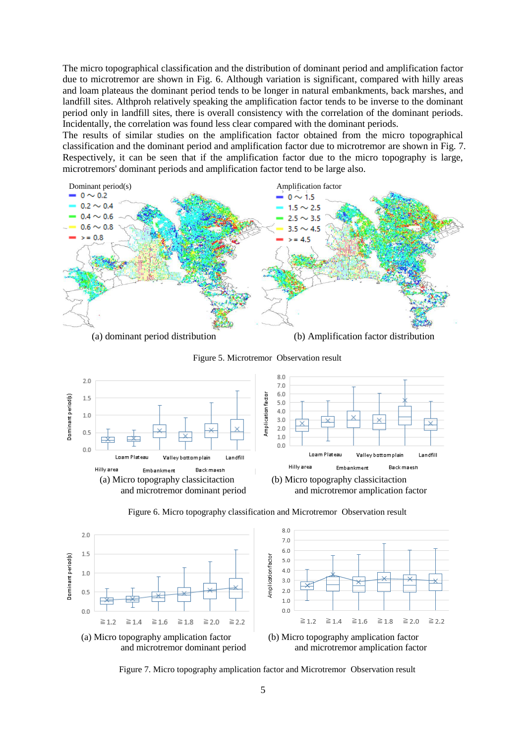The micro topographical classification and the distribution of dominant period and amplification factor due to microtremor are shown in Fig. 6. Although variation is significant, compared with hilly areas and loam plateaus the dominant period tends to be longer in natural embankments, back marshes, and landfill sites. Althproh relatively speaking the amplification factor tends to be inverse to the dominant period only in landfill sites, there is overall consistency with the correlation of the dominant periods. Incidentally, the correlation was found less clear compared with the dominant periods.

The results of similar studies on the amplification factor obtained from the micro topographical classification and the dominant period and amplification factor due to microtremor are shown in Fig. 7. Respectively, it can be seen that if the amplification factor due to the micro topography is large, microtremors' dominant periods and amplification factor tend to be large also.

(a) dominant period distribution

(b) Amplification factor distribution

Figure 5. Microtremor Observation result

(a) Micro topography classicitaction and microtremor dominant period

(b) Micro topography classicitaction and microtremor amplication factor

Figure 6. Micro topography classification and Microtremor Observation result

(a) Micro topography amplication factor and microtremor dominant period

(b) Micro topography amplication factor and microtremor amplication factor

Figure 7. Micro topography amplication factor and Microtremor Observation result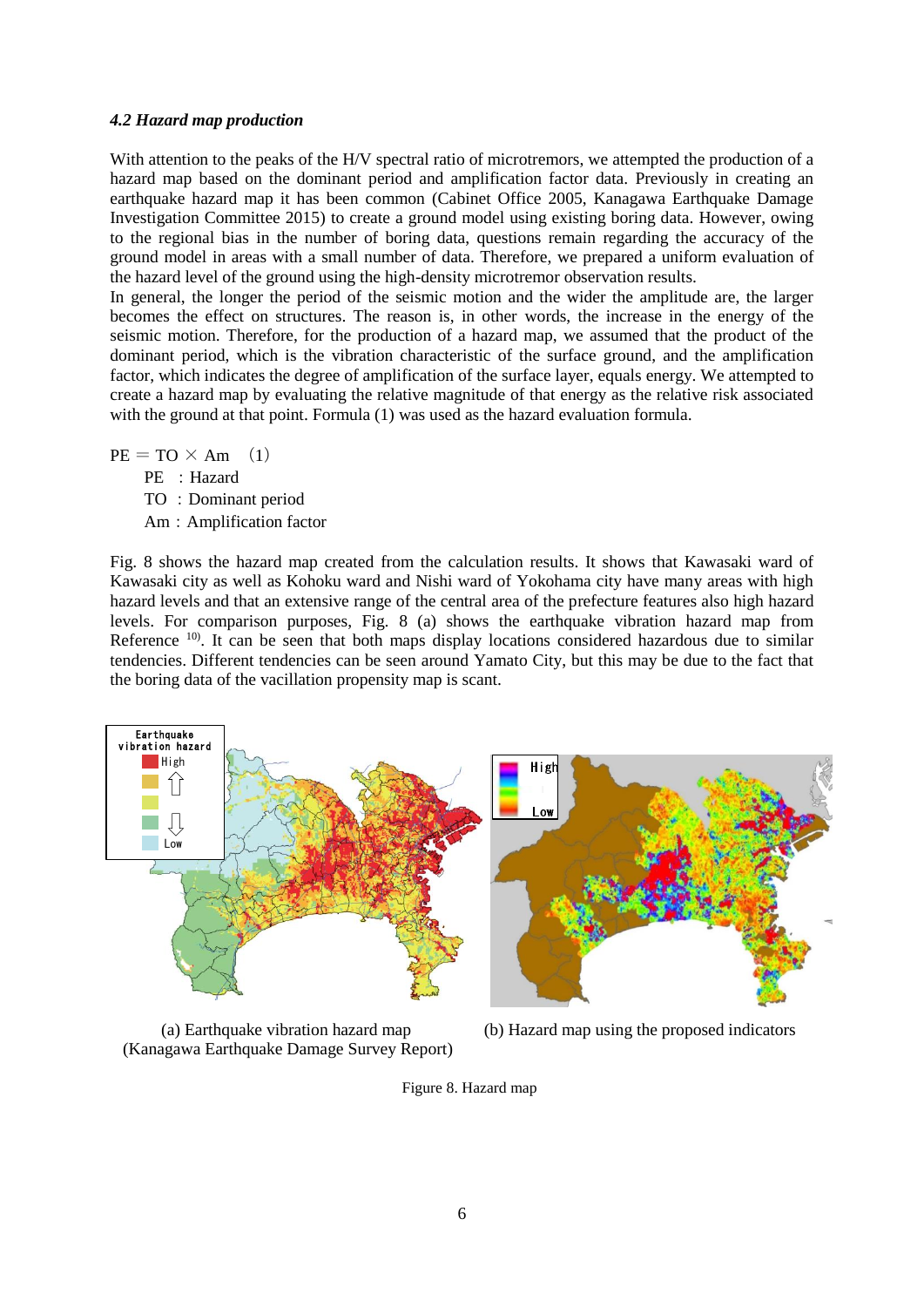### *4.2 Hazard map production*

With attention to the peaks of the H/V spectral ratio of microtremors, we attempted the production of a hazard map based on the dominant period and amplification factor data. Previously in creating an earthquake hazard map it has been common (Cabinet Office 2005, Kanagawa Earthquake Damage Investigation Committee 2015) to create a ground model using existing boring data. However, owing to the regional bias in the number of boring data, questions remain regarding the accuracy of the ground model in areas with a small number of data. Therefore, we prepared a uniform evaluation of the hazard level of the ground using the high-density microtremor observation results.

In general, the longer the period of the seismic motion and the wider the amplitude are, the larger becomes the effect on structures. The reason is, in other words, the increase in the energy of the seismic motion. Therefore, for the production of a hazard map, we assumed that the product of the dominant period, which is the vibration characteristic of the surface ground, and the amplification factor, which indicates the degree of amplification of the surface layer, equals energy. We attempted to create a hazard map by evaluating the relative magnitude of that energy as the relative risk associated with the ground at that point. Formula (1) was used as the hazard evaluation formula.

$$PE = TO \times Am \quad (1)$$

PE : Hazard
TO : Dominant period
Am : Amplification factor

Fig. 8 shows the hazard map created from the calculation results. It shows that Kawasaki ward of Kawasaki city as well as Kohoku ward and Nishi ward of Yokohama city have many areas with high hazard levels and that an extensive range of the central area of the prefecture features also high hazard levels. For comparison purposes, Fig. 8 (a) shows the earthquake vibration hazard map from Reference [10]. It can be seen that both maps display locations considered hazardous due to similar tendencies. Different tendencies can be seen around Yamato City, but this may be due to the fact that the boring data of the vacillation propensity map is scant.

(a) Earthquake vibration hazard map (Kanagawa Earthquake Damage Survey Report)

(b) Hazard map using the proposed indicators

Figure 8. Hazard map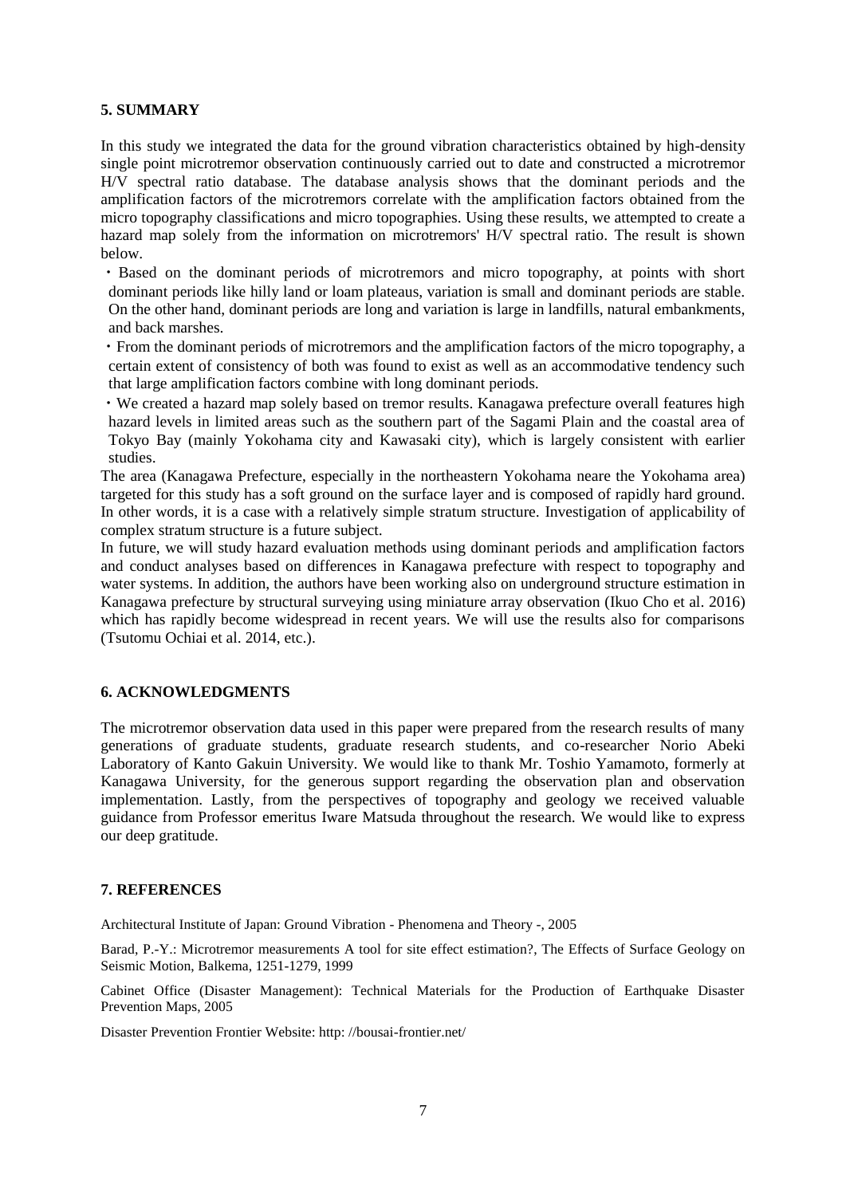## 5. SUMMARY

In this study we integrated the data for the ground vibration characteristics obtained by high-density single point microtremor observation continuously carried out to date and constructed a microtremor H/V spectral ratio database. The database analysis shows that the dominant periods and the amplification factors of the microtremors correlate with the amplification factors obtained from the micro topography classifications and micro topographies. Using these results, we attempted to create a hazard map solely from the information on microtremors' H/V spectral ratio. The result is shown below.

・Based on the dominant periods of microtremors and micro topography, at points with short dominant periods like hilly land or loam plateaus, variation is small and dominant periods are stable. On the other hand, dominant periods are long and variation is large in landfills, natural embankments, and back marshes.

・From the dominant periods of microtremors and the amplification factors of the micro topography, a certain extent of consistency of both was found to exist as well as an accommodative tendency such that large amplification factors combine with long dominant periods.

・We created a hazard map solely based on tremor results. Kanagawa prefecture overall features high hazard levels in limited areas such as the southern part of the Sagami Plain and the coastal area of Tokyo Bay (mainly Yokohama city and Kawasaki city), which is largely consistent with earlier studies.

The area (Kanagawa Prefecture, especially in the northeastern Yokohama neare the Yokohama area) targeted for this study has a soft ground on the surface layer and is composed of rapidly hard ground. In other words, it is a case with a relatively simple stratum structure. Investigation of applicability of complex stratum structure is a future subject.

In future, we will study hazard evaluation methods using dominant periods and amplification factors and conduct analyses based on differences in Kanagawa prefecture with respect to topography and water systems. In addition, the authors have been working also on underground structure estimation in Kanagawa prefecture by structural surveying using miniature array observation (Ikuo Cho et al. 2016) which has rapidly become widespread in recent years. We will use the results also for comparisons (Tsutomu Ochiai et al. 2014, etc.).

## 6. ACKNOWLEDGMENTS

The microtremor observation data used in this paper were prepared from the research results of many generations of graduate students, graduate research students, and co-researcher Norio Abeki Laboratory of Kanto Gakuin University. We would like to thank Mr. Toshio Yamamoto, formerly at Kanagawa University, for the generous support regarding the observation plan and observation implementation. Lastly, from the perspectives of topography and geology we received valuable guidance from Professor emeritus Iware Matsuda throughout the research. We would like to express our deep gratitude.

## 7. REFERENCES

Architectural Institute of Japan: Ground Vibration - Phenomena and Theory -, 2005

Barad, P.-Y.: Microtremor measurements A tool for site effect estimation?, The Effects of Surface Geology on Seismic Motion, Balkema, 1251-1279, 1999

Cabinet Office (Disaster Management): Technical Materials for the Production of Earthquake Disaster Prevention Maps, 2005

Disaster Prevention Frontier Website: http: //bousai-frontier.net/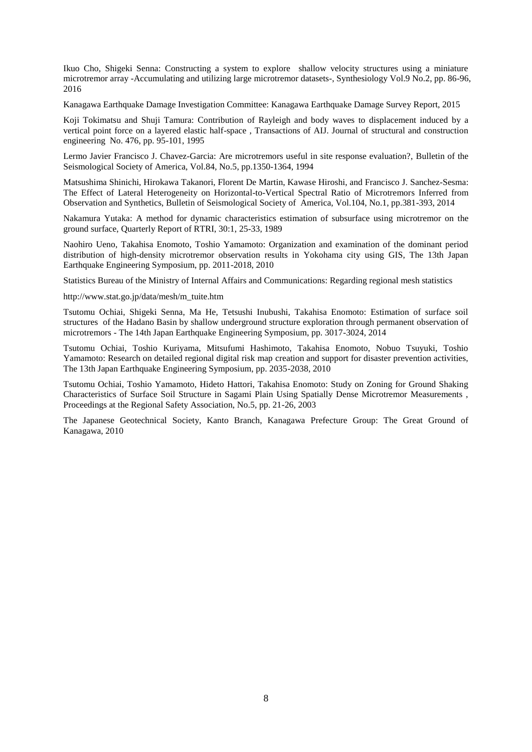Ikuo Cho, Shigeki Senna: Constructing a system to explore shallow velocity structures using a miniature microtremor array -Accumulating and utilizing large microtremor datasets-, Synthesiology Vol.9 No.2, pp. 86-96, 2016

Kanagawa Earthquake Damage Investigation Committee: Kanagawa Earthquake Damage Survey Report, 2015

Koji Tokimatsu and Shuji Tamura: Contribution of Rayleigh and body waves to displacement induced by a vertical point force on a layered elastic half-space , Transactions of AIJ. Journal of structural and construction engineering No. 476, pp. 95-101, 1995

Lermo Javier Francisco J. Chavez-Garcia: Are microtremors useful in site response evaluation?, Bulletin of the Seismological Society of America, Vol.84, No.5, pp.1350-1364, 1994

Matsushima Shinichi, Hirokawa Takanori, Florent De Martin, Kawase Hiroshi, and Francisco J. Sanchez-Sesma: The Effect of Lateral Heterogeneity on Horizontal-to-Vertical Spectral Ratio of Microtremors Inferred from Observation and Synthetics, Bulletin of Seismological Society of America, Vol.104, No.1, pp.381-393, 2014

Nakamura Yutaka: A method for dynamic characteristics estimation of subsurface using microtremor on the ground surface, Quarterly Report of RTRI, 30:1, 25-33, 1989

Naohiro Ueno, Takahisa Enomoto, Toshio Yamamoto: Organization and examination of the dominant period distribution of high-density microtremor observation results in Yokohama city using GIS, The 13th Japan Earthquake Engineering Symposium, pp. 2011-2018, 2010

Statistics Bureau of the Ministry of Internal Affairs and Communications: Regarding regional mesh statistics

http://www.stat.go.jp/data/mesh/m_tuite.htm

Tsutomu Ochiai, Shigeki Senna, Ma He, Tetsushi Inubushi, Takahisa Enomoto: Estimation of surface soil structures of the Hadano Basin by shallow underground structure exploration through permanent observation of microtremors - The 14th Japan Earthquake Engineering Symposium, pp. 3017-3024, 2014

Tsutomu Ochiai, Toshio Kuriyama, Mitsufumi Hashimoto, Takahisa Enomoto, Nobuo Tsuyuki, Toshio Yamamoto: Research on detailed regional digital risk map creation and support for disaster prevention activities, The 13th Japan Earthquake Engineering Symposium, pp. 2035-2038, 2010

Tsutomu Ochiai, Toshio Yamamoto, Hideto Hattori, Takahisa Enomoto: Study on Zoning for Ground Shaking Characteristics of Surface Soil Structure in Sagami Plain Using Spatially Dense Microtremor Measurements , Proceedings at the Regional Safety Association, No.5, pp. 21-26, 2003

The Japanese Geotechnical Society, Kanto Branch, Kanagawa Prefecture Group: The Great Ground of Kanagawa, 2010